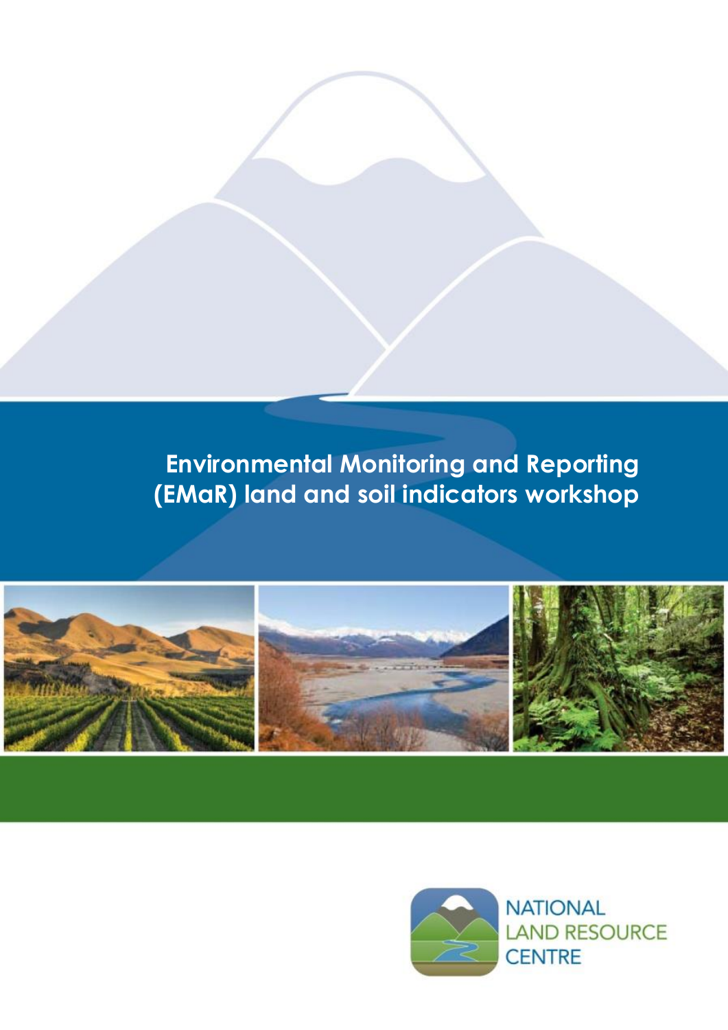# Environmental Monitoring and Reporting (EMaR) land and soil indicators workshop

NATIONAL LAND RESOURCE CENTRE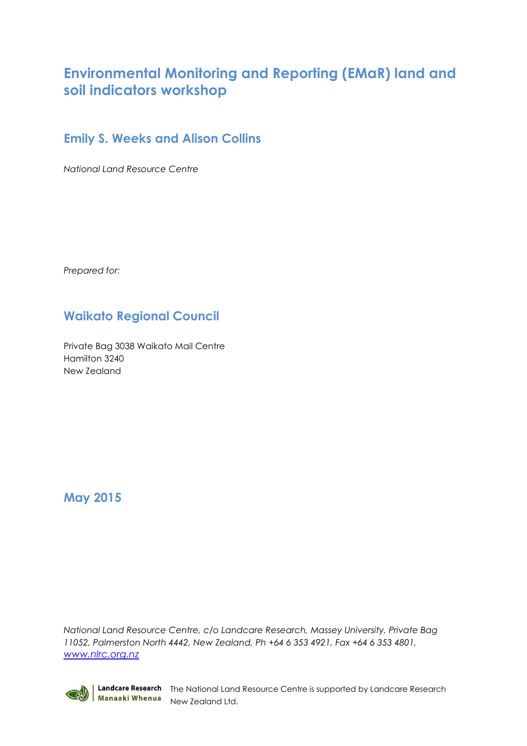# Environmental Monitoring and Reporting (EMaR) land and soil indicators workshop

## Emily S. Weeks and Alison Collins

*National Land Resource Centre*

*Prepared for:*

## Waikato Regional Council

Private Bag 3038 Waikato Mail Centre
Hamilton 3240
New Zealand

## May 2015

*National Land Resource Centre, c/o Landcare Research, Massey University, Private Bag 11052, Palmerston North 4442, New Zealand, Ph +64 6 353 4921, Fax +64 6 353 4801, [www.nlrc.org.nz](http://www.nlrc.org.nz)*

Landcare Research Manaaki Whenua — The National Land Resource Centre is supported by Landcare Research New Zealand Ltd.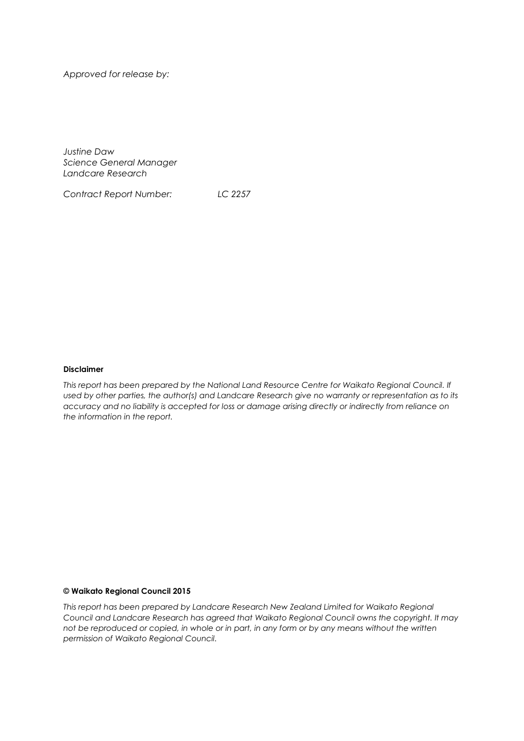*Approved for release by:*

*Justine Daw*
*Science General Manager*
*Landcare Research*

*Contract Report Number:* *LC 2257*

**Disclaimer**

*This report has been prepared by the National Land Resource Centre for Waikato Regional Council. If used by other parties, the author(s) and Landcare Research give no warranty or representation as to its accuracy and no liability is accepted for loss or damage arising directly or indirectly from reliance on the information in the report.*

**© Waikato Regional Council 2015**

*This report has been prepared by Landcare Research New Zealand Limited for Waikato Regional Council and Landcare Research has agreed that Waikato Regional Council owns the copyright. It may not be reproduced or copied, in whole or in part, in any form or by any means without the written permission of Waikato Regional Council.*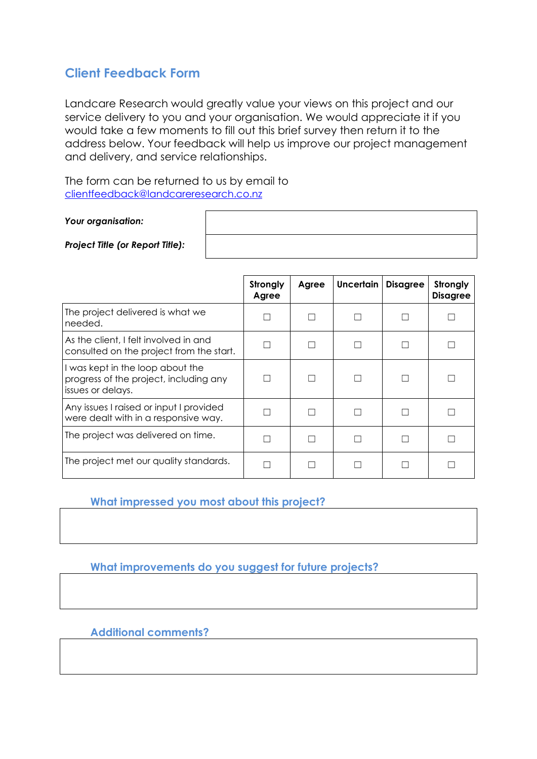## Client Feedback Form

Landcare Research would greatly value your views on this project and our service delivery to you and your organisation. We would appreciate it if you would take a few moments to fill out this brief survey then return it to the address below. Your feedback will help us improve our project management and delivery, and service relationships.

The form can be returned to us by email to
clientfeedback@landcareresearch.co.nz

| | |
|---|---|
| ***Your organisation:*** | |
| ***Project Title (or Report Title):*** | |

| | **Strongly Agree** | **Agree** | **Uncertain** | **Disagree** | **Strongly Disagree** |
|---|---|---|---|---|---|
| The project delivered is what we needed. | ☐ | ☐ | ☐ | ☐ | ☐ |
| As the client, I felt involved in and consulted on the project from the start. | ☐ | ☐ | ☐ | ☐ | ☐ |
| I was kept in the loop about the progress of the project, including any issues or delays. | ☐ | ☐ | ☐ | ☐ | ☐ |
| Any issues I raised or input I provided were dealt with in a responsive way. | ☐ | ☐ | ☐ | ☐ | ☐ |
| The project was delivered on time. | ☐ | ☐ | ☐ | ☐ | ☐ |
| The project met our quality standards. | ☐ | ☐ | ☐ | ☐ | ☐ |

### What impressed you most about this project?

### What improvements do you suggest for future projects?

### Additional comments?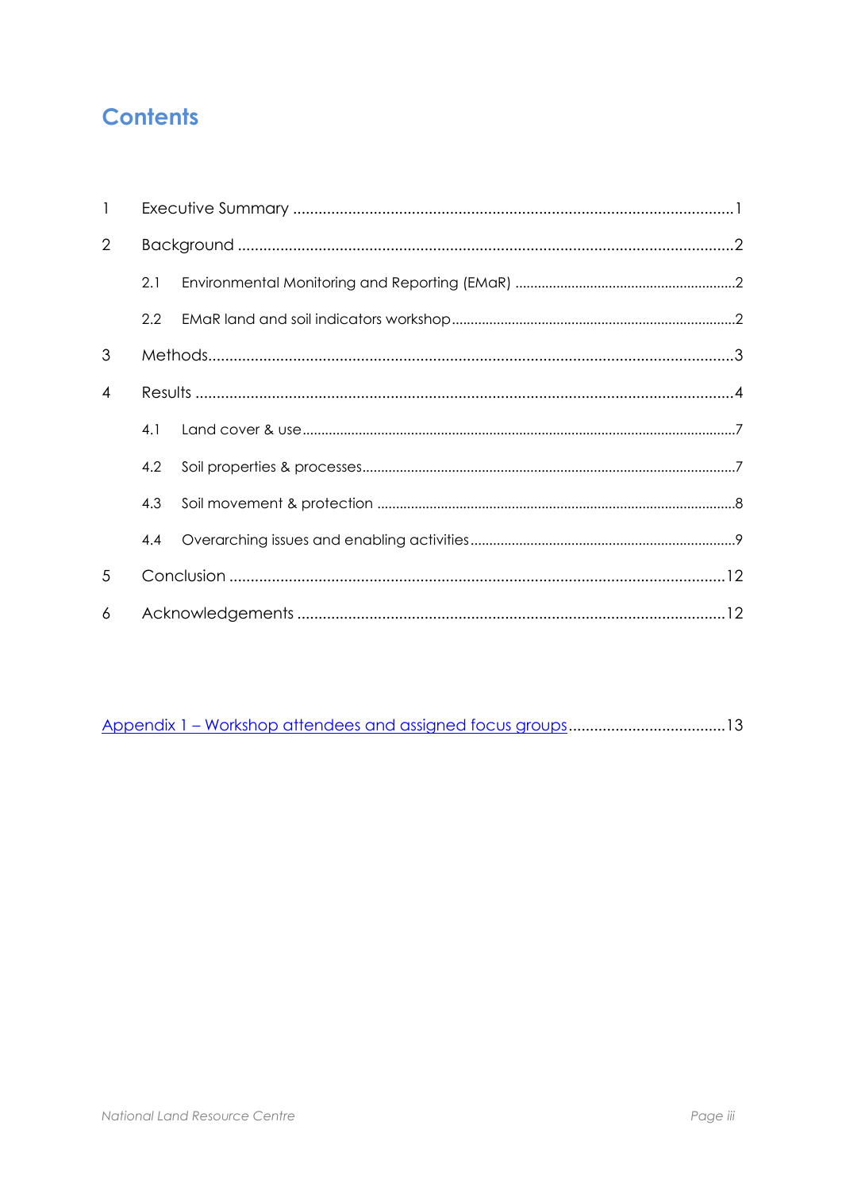# Contents

1 Executive Summary ........................................................................................................1

2 Background ....................................................................................................................2

  2.1 Environmental Monitoring and Reporting (EMaR) ...........................................................2

  2.2 EMaR land and soil indicators workshop...........................................................................2

3 Methods...........................................................................................................................3

4 Results .............................................................................................................................4

  4.1 Land cover & use..................................................................................................................7

  4.2 Soil properties & processes..................................................................................................7

  4.3 Soil movement & protection ...............................................................................................8

  4.4 Overarching issues and enabling activities.......................................................................9

5 Conclusion ....................................................................................................................12

6 Acknowledgements ....................................................................................................12

Appendix 1 – Workshop attendees and assigned focus groups.....................................13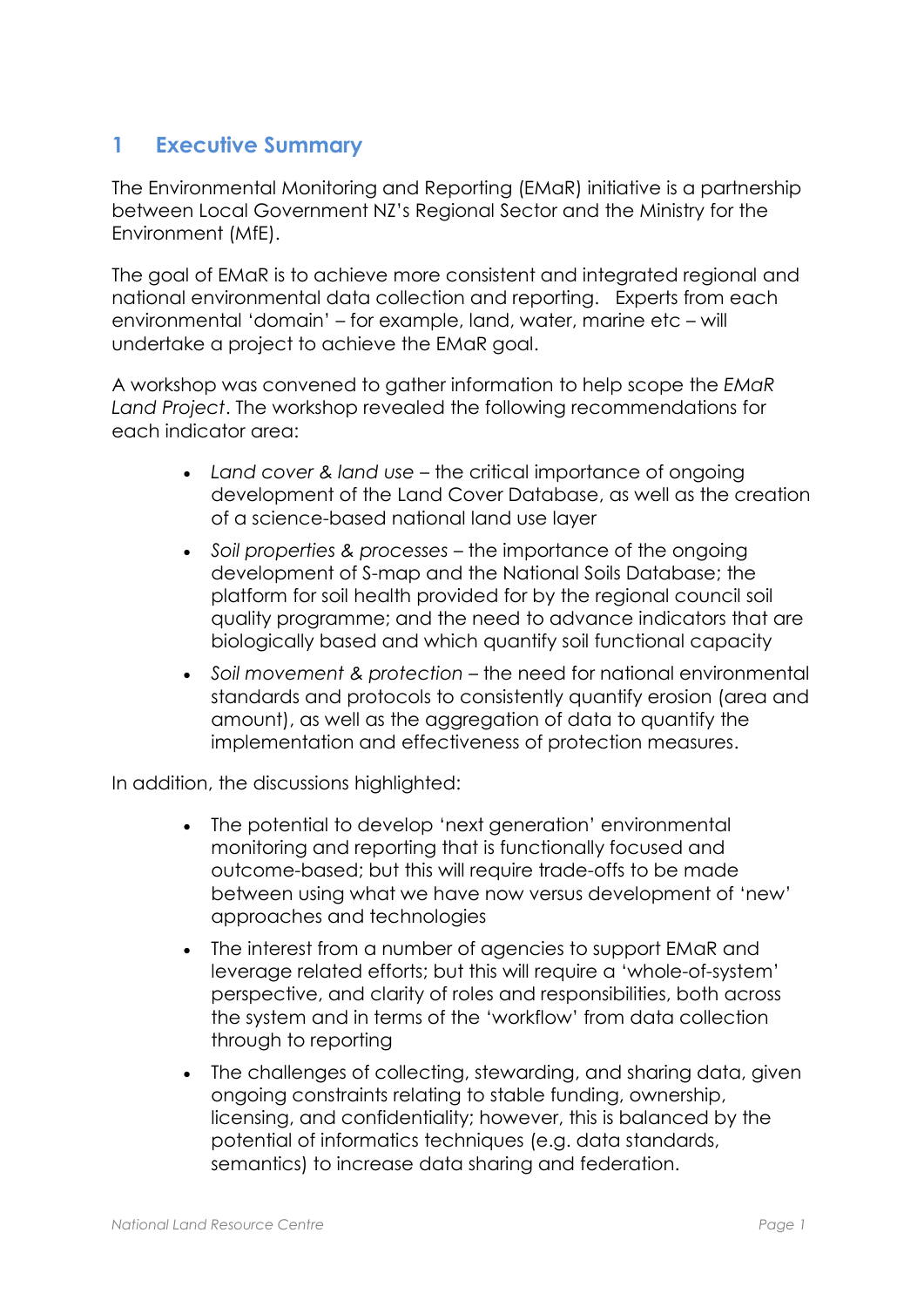# 1 Executive Summary

The Environmental Monitoring and Reporting (EMaR) initiative is a partnership between Local Government NZ's Regional Sector and the Ministry for the Environment (MfE).

The goal of EMaR is to achieve more consistent and integrated regional and national environmental data collection and reporting. Experts from each environmental 'domain' – for example, land, water, marine etc – will undertake a project to achieve the EMaR goal.

A workshop was convened to gather information to help scope the *EMaR Land Project*. The workshop revealed the following recommendations for each indicator area:

- *Land cover & land use* – the critical importance of ongoing development of the Land Cover Database, as well as the creation of a science-based national land use layer
- *Soil properties & processes* – the importance of the ongoing development of S-map and the National Soils Database; the platform for soil health provided for by the regional council soil quality programme; and the need to advance indicators that are biologically based and which quantify soil functional capacity
- *Soil movement & protection* – the need for national environmental standards and protocols to consistently quantify erosion (area and amount), as well as the aggregation of data to quantify the implementation and effectiveness of protection measures.

In addition, the discussions highlighted:

- The potential to develop 'next generation' environmental monitoring and reporting that is functionally focused and outcome-based; but this will require trade-offs to be made between using what we have now versus development of 'new' approaches and technologies
- The interest from a number of agencies to support EMaR and leverage related efforts; but this will require a 'whole-of-system' perspective, and clarity of roles and responsibilities, both across the system and in terms of the 'workflow' from data collection through to reporting
- The challenges of collecting, stewarding, and sharing data, given ongoing constraints relating to stable funding, ownership, licensing, and confidentiality; however, this is balanced by the potential of informatics techniques (e.g. data standards, semantics) to increase data sharing and federation.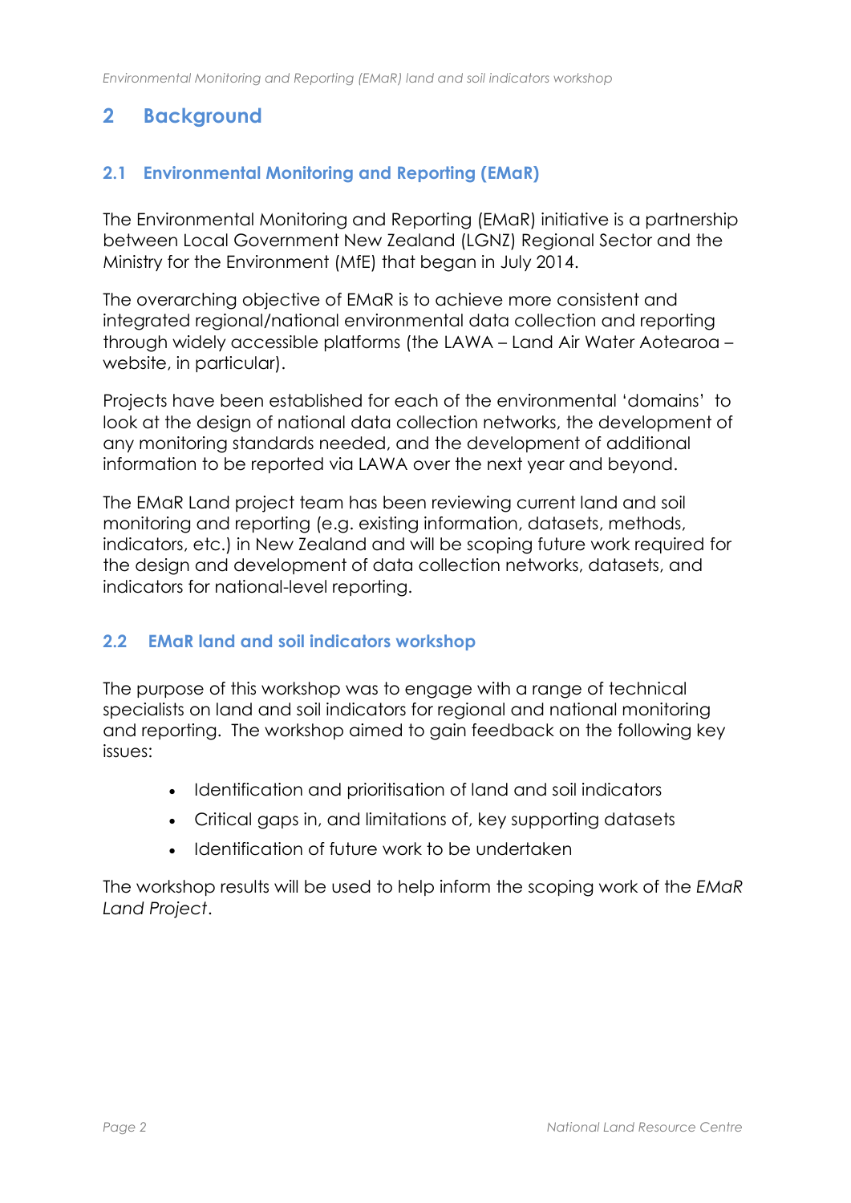# 2 Background

## 2.1 Environmental Monitoring and Reporting (EMaR)

The Environmental Monitoring and Reporting (EMaR) initiative is a partnership between Local Government New Zealand (LGNZ) Regional Sector and the Ministry for the Environment (MfE) that began in July 2014.

The overarching objective of EMaR is to achieve more consistent and integrated regional/national environmental data collection and reporting through widely accessible platforms (the LAWA – Land Air Water Aotearoa – website, in particular).

Projects have been established for each of the environmental 'domains' to look at the design of national data collection networks, the development of any monitoring standards needed, and the development of additional information to be reported via LAWA over the next year and beyond.

The EMaR Land project team has been reviewing current land and soil monitoring and reporting (e.g. existing information, datasets, methods, indicators, etc.) in New Zealand and will be scoping future work required for the design and development of data collection networks, datasets, and indicators for national-level reporting.

## 2.2 EMaR land and soil indicators workshop

The purpose of this workshop was to engage with a range of technical specialists on land and soil indicators for regional and national monitoring and reporting. The workshop aimed to gain feedback on the following key issues:

- Identification and prioritisation of land and soil indicators
- Critical gaps in, and limitations of, key supporting datasets
- Identification of future work to be undertaken

The workshop results will be used to help inform the scoping work of the *EMaR Land Project*.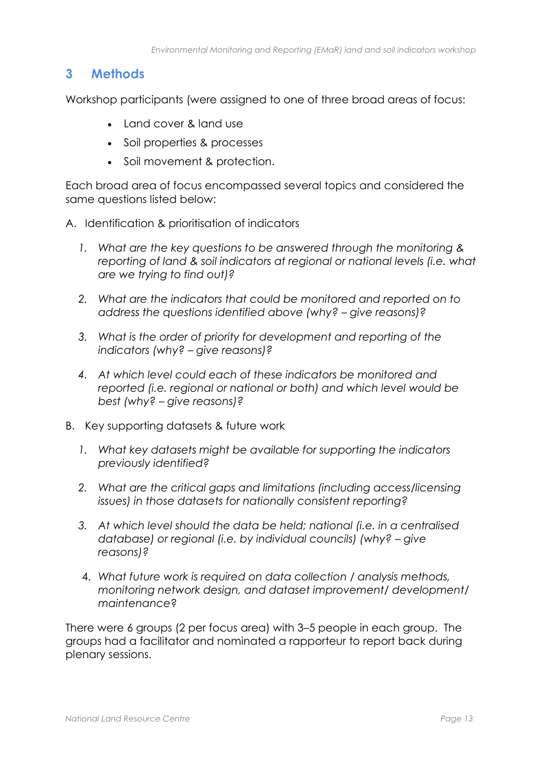## 3 Methods

Workshop participants (were assigned to one of three broad areas of focus:

- Land cover & land use
- Soil properties & processes
- Soil movement & protection.

Each broad area of focus encompassed several topics and considered the same questions listed below:

A. Identification & prioritisation of indicators

1. *What are the key questions to be answered through the monitoring & reporting of land & soil indicators at regional or national levels (i.e. what are we trying to find out)?*
2. *What are the indicators that could be monitored and reported on to address the questions identified above (why? – give reasons)?*
3. *What is the order of priority for development and reporting of the indicators (why? – give reasons)?*
4. *At which level could each of these indicators be monitored and reported (i.e. regional or national or both) and which level would be best (why? – give reasons)?*

B. Key supporting datasets & future work

1. *What key datasets might be available for supporting the indicators previously identified?*
2. *What are the critical gaps and limitations (including access/licensing issues) in those datasets for nationally consistent reporting?*
3. *At which level should the data be held; national (i.e. in a centralised database) or regional (i.e. by individual councils) (why? – give reasons)?*
4. *What future work is required on data collection / analysis methods, monitoring network design, and dataset improvement/ development/ maintenance?*

There were 6 groups (2 per focus area) with 3–5 people in each group. The groups had a facilitator and nominated a rapporteur to report back during plenary sessions.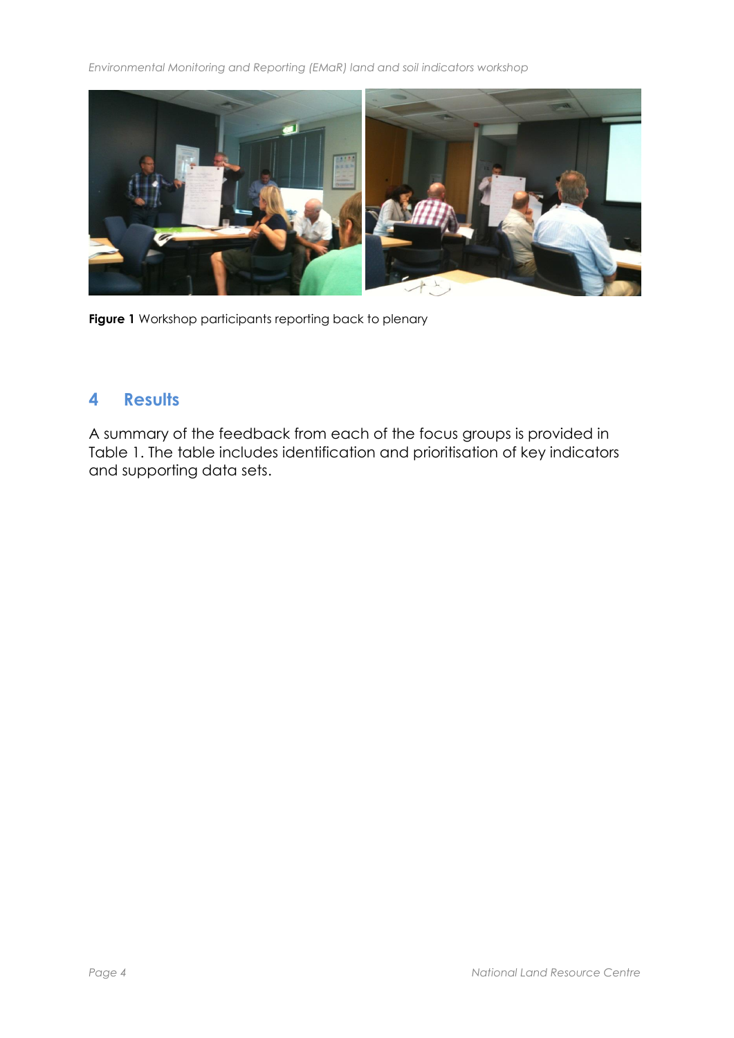**Figure 1** Workshop participants reporting back to plenary

## 4 Results

A summary of the feedback from each of the focus groups is provided in Table 1. The table includes identification and prioritisation of key indicators and supporting data sets.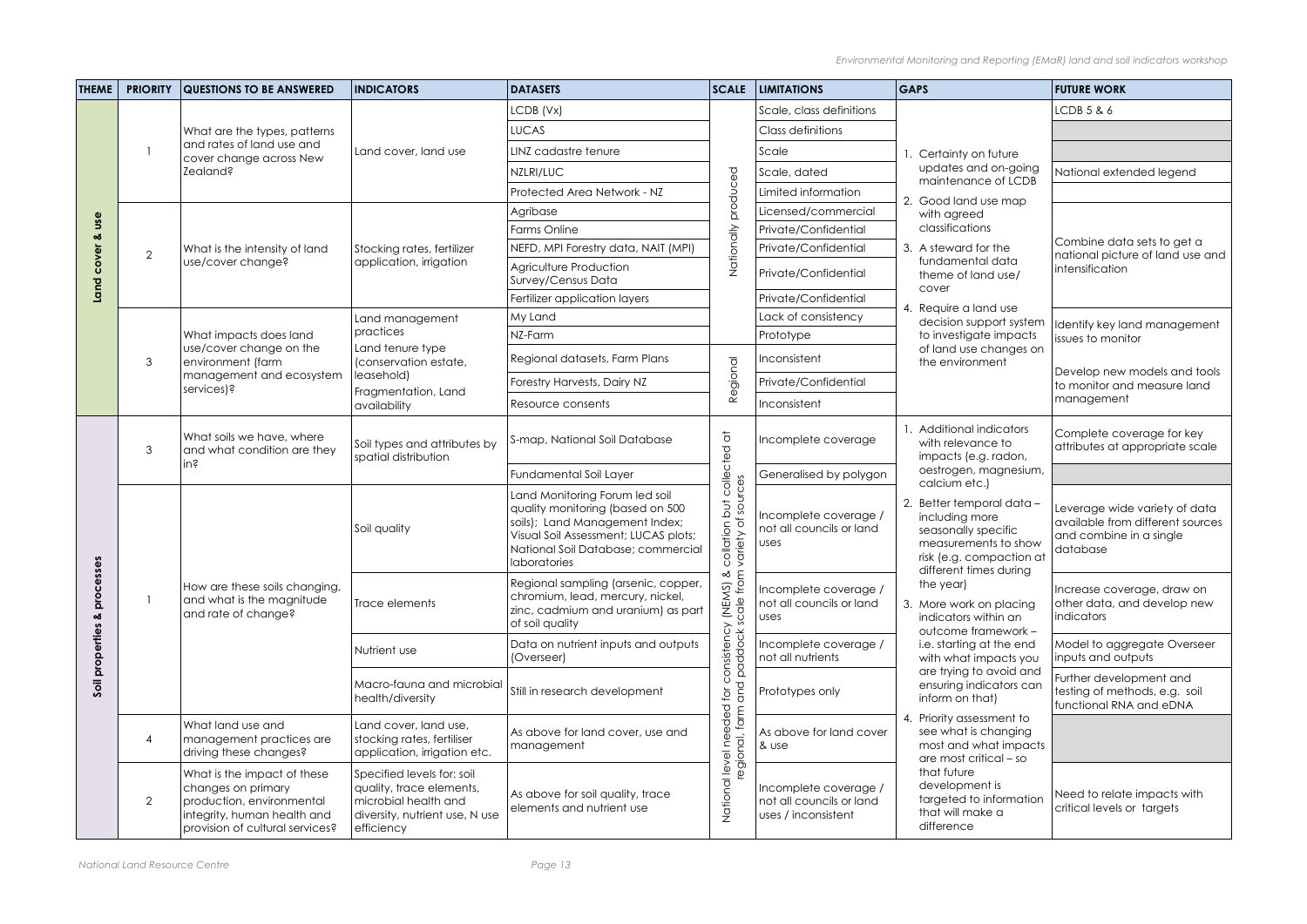| THEME | PRIORITY | QUESTIONS TO BE ANSWERED | INDICATORS | DATASETS | SCALE | LIMITATIONS | GAPS | FUTURE WORK |
|---|---|---|---|---|---|---|---|---|
| Land cover & use | 1 | What are the types, patterns and rates of land use and cover change across New Zealand? | Land cover, land use | LCDB (Vx) | Nationally produced | Scale, class definitions | 1. Certainty on future updates and on-going maintenance of LCDB<br>2. Good land use map with agreed classifications<br>3. A steward for the fundamental data theme of land use/ cover<br>4. Require a land use decision support system to investigate impacts of land use changes on the environment | LCDB 5 & 6 |
| | | | | LUCAS | | Class definitions | | |
| | | | | LINZ cadastre tenure | | Scale | | |
| | | | | NZLRI/LUC | | Scale, dated | | National extended legend |
| | | | | Protected Area Network - NZ | | Limited information | | |
| | 2 | What is the intensity of land use/cover change? | Stocking rates, fertilizer application, irrigation | Agribase | | Licensed/commercial | | Combine data sets to get a national picture of land use and intensification |
| | | | | Farms Online | | Private/Confidential | | |
| | | | | NEFD, MPI Forestry data, NAIT (MPI) | | Private/Confidential | | |
| | | | | Agriculture Production Survey/Census Data | | Private/Confidential | | |
| | | | | Fertilizer application layers | | Private/Confidential | | |
| | 3 | What impacts does land use/cover change on the environment (farm management and ecosystem services)? | Land management practices<br>Land tenure type (conservation estate, leasehold)<br>Fragmentation, Land availability | My Land | | Lack of consistency | | Identify key land management issues to monitor<br><br>Develop new models and tools to monitor and measure land management |
| | | | | NZ-Farm | | Prototype | | |
| | | | | Regional datasets, Farm Plans | Regional | Inconsistent | | |
| | | | | Forestry Harvests, Dairy NZ | | Private/Confidential | | |
| | | | | Resource consents | | Inconsistent | | |
| Soil properties & processes | 3 | What soils we have, where and what condition are they in? | Soil types and attributes by spatial distribution | S-map, National Soil Database | National level needed for consistency (NEMS) & collation but collected at regional, farm and paddock scale from variety of sources | Incomplete coverage | 1. Additional indicators with relevance to impacts (e.g. radon, oestrogen, magnesium, calcium etc.)<br>2. Better temporal data – including more seasonally specific measurements to show risk (e.g. compaction at different times during the year)<br>3. More work on placing indicators within an outcome framework – i.e. starting at the end with what impacts you are trying to avoid and ensuring indicators can inform on that)<br>4. Priority assessment to see what is changing most and what impacts are most critical – so that future development is targeted to information that will make a difference | Complete coverage for key attributes at appropriate scale |
| | | | | Fundamental Soil Layer | | Generalised by polygon | | |
| | 1 | How are these soils changing, and what is the magnitude and rate of change? | Soil quality | Land Monitoring Forum led soil quality monitoring (based on 500 soils); Land Management Index; Visual Soil Assessment; LUCAS plots; National Soil Database; commercial laboratories | | Incomplete coverage / not all councils or land uses | | Leverage wide variety of data available from different sources and combine in a single database |
| | | | Trace elements | Regional sampling (arsenic, copper, chromium, lead, mercury, nickel, zinc, cadmium and uranium) as part of soil quality | | Incomplete coverage / not all councils or land uses | | Increase coverage, draw on other data, and develop new indicators |
| | | | Nutrient use | Data on nutrient inputs and outputs (Overseer) | | Incomplete coverage / not all nutrients | | Model to aggregate Overseer inputs and outputs |
| | | | Macro-fauna and microbial health/diversity | Still in research development | | Prototypes only | | Further development and testing of methods, e.g. soil functional RNA and eDNA |
| | 4 | What land use and management practices are driving these changes? | Land cover, land use, stocking rates, fertiliser application, irrigation etc. | As above for land cover, use and management | | As above for land cover & use | | |
| | 2 | What is the impact of these changes on primary production, environmental integrity, human health and provision of cultural services? | Specified levels for: soil quality, trace elements, microbial health and diversity, nutrient use, N use efficiency | As above for soil quality, trace elements and nutrient use | | Incomplete coverage / not all councils or land uses / inconsistent | | Need to relate impacts with critical levels or targets |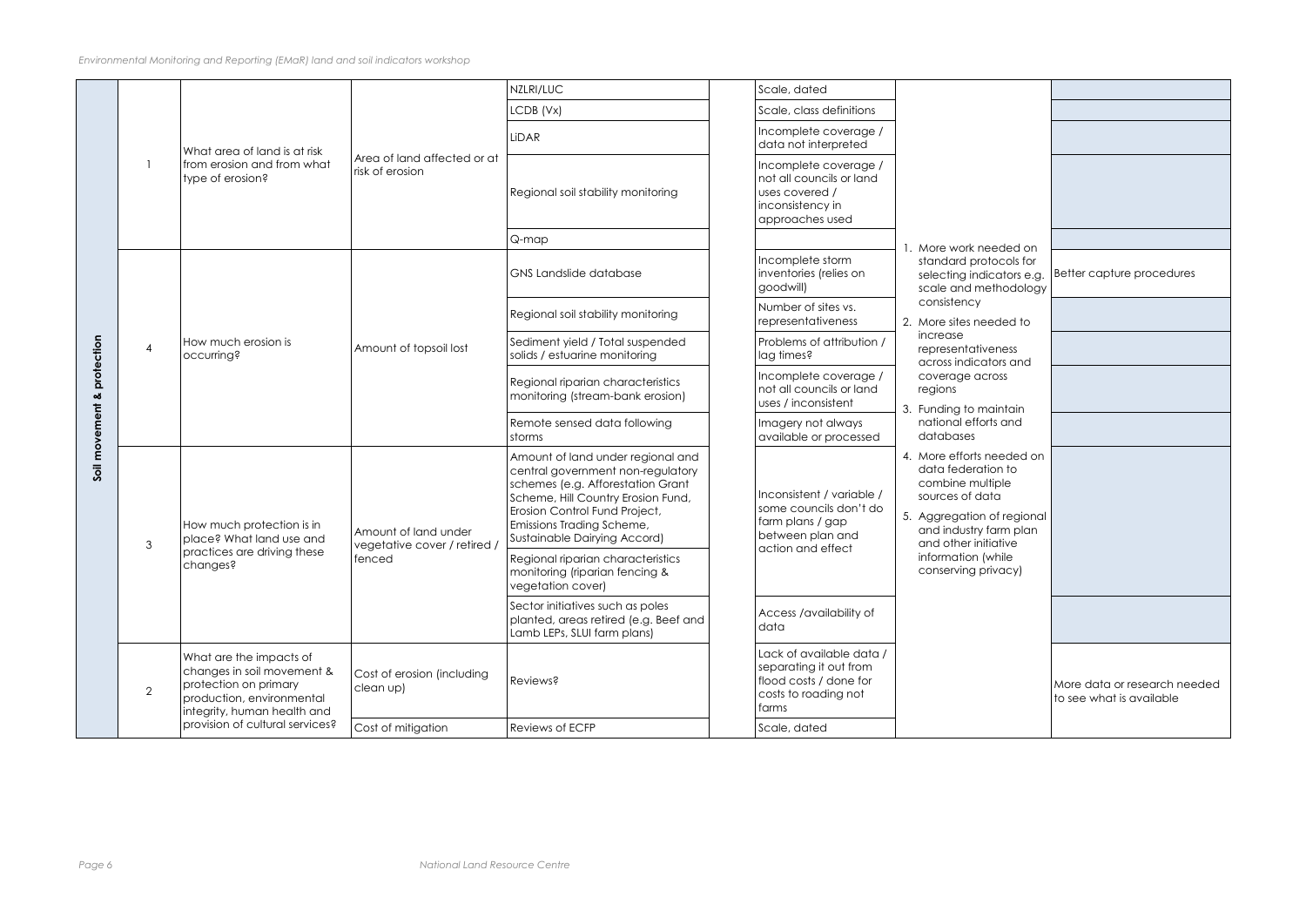| | | | | | | | | |
|---|---|---|---|---|---|---|---|---|
| Soil movement & protection | 1 | What area of land is at risk from erosion and from what type of erosion? | Area of land affected or at risk of erosion | NZLRI/LUC | | Scale, dated | 1. More work needed on standard protocols for selecting indicators e.g. scale and methodology consistency<br>2. More sites needed to increase representativeness across indicators and coverage across regions<br>3. Funding to maintain national efforts and databases<br>4. More efforts needed on data federation to combine multiple sources of data<br>5. Aggregation of regional and industry farm plan and other initiative information (while conserving privacy) | |
| | | | | LCDB (Vx) | | Scale, class definitions | | |
| | | | | LiDAR | | Incomplete coverage / data not interpreted | | |
| | | | | Regional soil stability monitoring | | Incomplete coverage / not all councils or land uses covered / inconsistency in approaches used | | |
| | | | | Q-map | | | | |
| | 4 | How much erosion is occurring? | Amount of topsoil lost | GNS Landslide database | | Incomplete storm inventories (relies on goodwill) | | Better capture procedures |
| | | | | Regional soil stability monitoring | | Number of sites vs. representativeness | | |
| | | | | Sediment yield / Total suspended solids / estuarine monitoring | | Problems of attribution / lag times? | | |
| | | | | Regional riparian characteristics monitoring (stream-bank erosion) | | Incomplete coverage / not all councils or land uses / inconsistent | | |
| | | | | Remote sensed data following storms | | Imagery not always available or processed | | |
| | 3 | How much protection is in place? What land use and practices are driving these changes? | Amount of land under vegetative cover / retired / fenced | Amount of land under regional and central government non-regulatory schemes (e.g. Afforestation Grant Scheme, Hill Country Erosion Fund, Erosion Control Fund Project, Emissions Trading Scheme, Sustainable Dairying Accord) | | Inconsistent / variable / some councils don't do farm plans / gap between plan and action and effect | | |
| | | | | Regional riparian characteristics monitoring (riparian fencing & vegetation cover) | | | | |
| | | | | Sector initiatives such as poles planted, areas retired (e.g. Beef and Lamb LEPs, SLUI farm plans) | | Access /availability of data | | |
| | 2 | What are the impacts of changes in soil movement & protection on primary production, environmental integrity, human health and provision of cultural services? | Cost of erosion (including clean up) | Reviews? | | Lack of available data / separating it out from flood costs / done for costs to roading not farms | | More data or research needed to see what is available |
| | | | Cost of mitigation | Reviews of ECFP | | Scale, dated | | |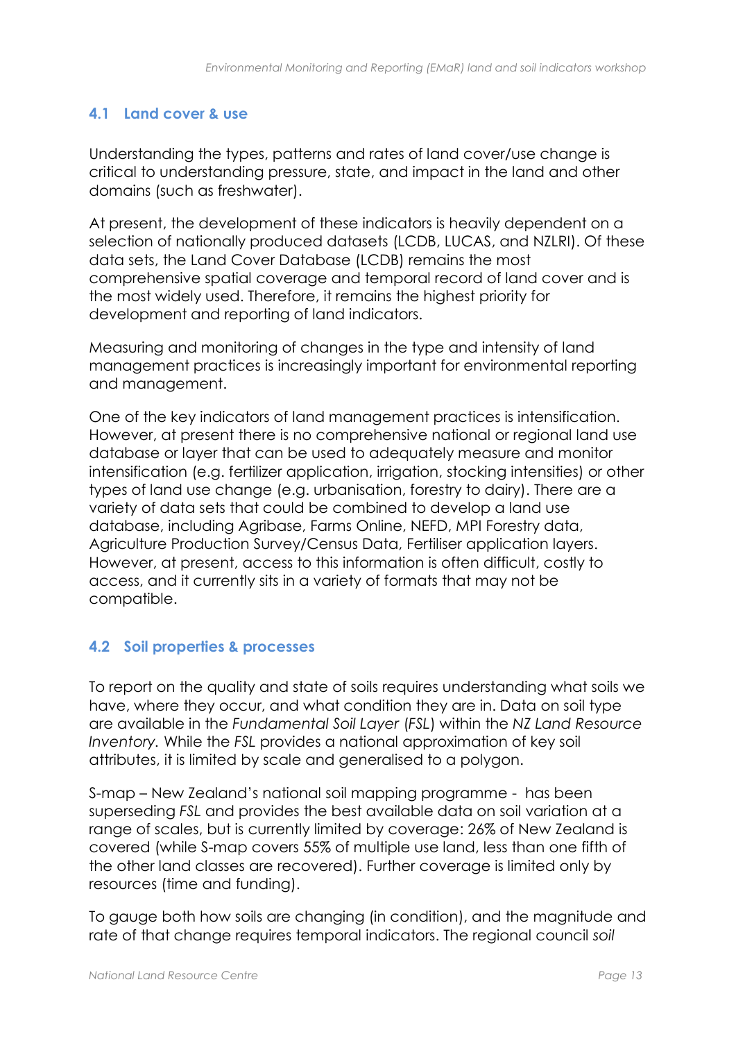## 4.1 Land cover & use

Understanding the types, patterns and rates of land cover/use change is critical to understanding pressure, state, and impact in the land and other domains (such as freshwater).

At present, the development of these indicators is heavily dependent on a selection of nationally produced datasets (LCDB, LUCAS, and NZLRI). Of these data sets, the Land Cover Database (LCDB) remains the most comprehensive spatial coverage and temporal record of land cover and is the most widely used. Therefore, it remains the highest priority for development and reporting of land indicators.

Measuring and monitoring of changes in the type and intensity of land management practices is increasingly important for environmental reporting and management.

One of the key indicators of land management practices is intensification. However, at present there is no comprehensive national or regional land use database or layer that can be used to adequately measure and monitor intensification (e.g. fertilizer application, irrigation, stocking intensities) or other types of land use change (e.g. urbanisation, forestry to dairy). There are a variety of data sets that could be combined to develop a land use database, including Agribase, Farms Online, NEFD, MPI Forestry data, Agriculture Production Survey/Census Data, Fertiliser application layers. However, at present, access to this information is often difficult, costly to access, and it currently sits in a variety of formats that may not be compatible.

## 4.2 Soil properties & processes

To report on the quality and state of soils requires understanding what soils we have, where they occur, and what condition they are in. Data on soil type are available in the *Fundamental Soil Layer* (*FSL*) within the *NZ Land Resource Inventory.* While the *FSL* provides a national approximation of key soil attributes, it is limited by scale and generalised to a polygon.

S-map – New Zealand's national soil mapping programme - has been superseding *FSL* and provides the best available data on soil variation at a range of scales, but is currently limited by coverage: 26% of New Zealand is covered (while S-map covers 55% of multiple use land, less than one fifth of the other land classes are recovered). Further coverage is limited only by resources (time and funding).

To gauge both how soils are changing (in condition), and the magnitude and rate of that change requires temporal indicators. The regional council *soil*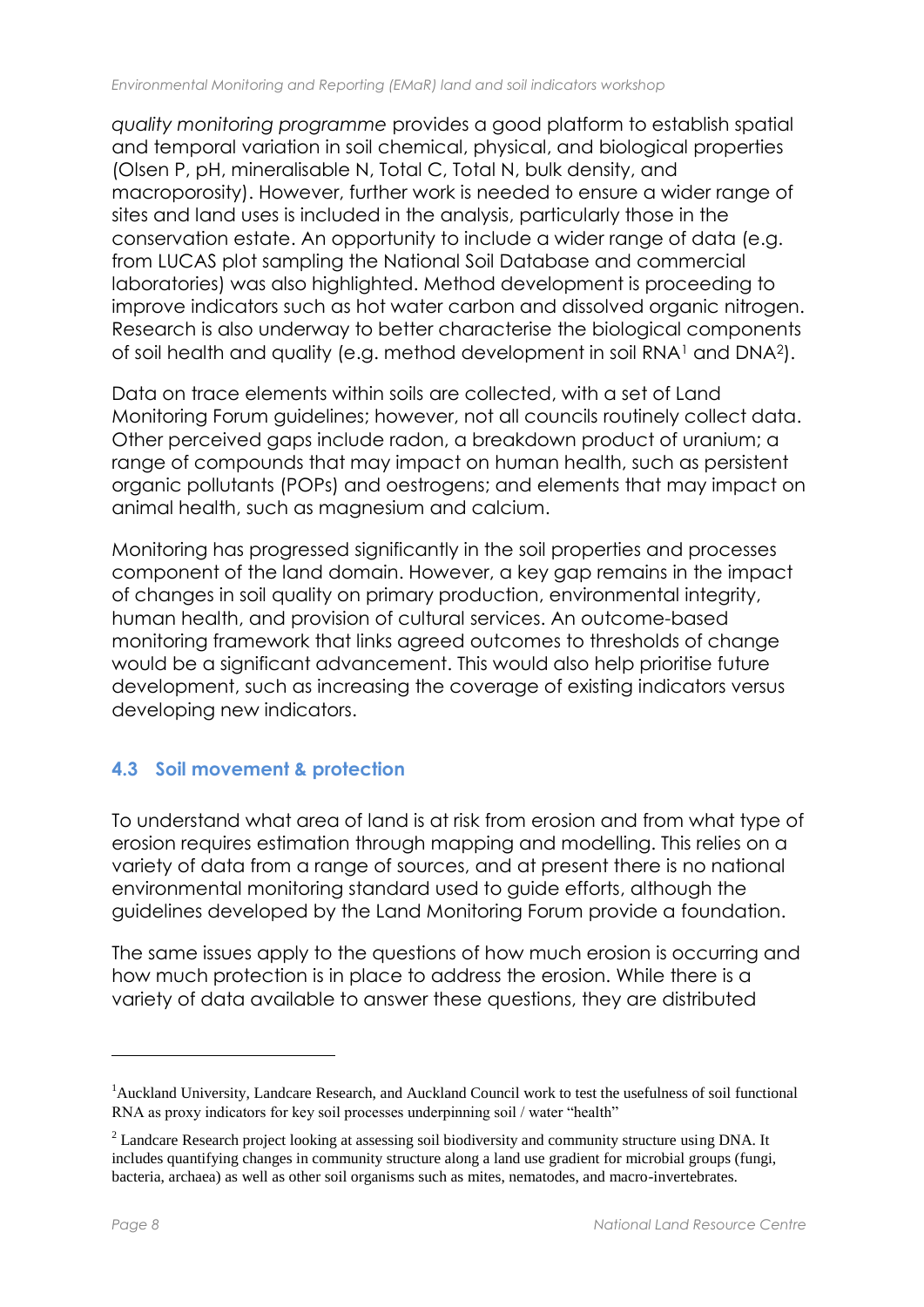*quality monitoring programme* provides a good platform to establish spatial and temporal variation in soil chemical, physical, and biological properties (Olsen P, pH, mineralisable N, Total C, Total N, bulk density, and macroporosity). However, further work is needed to ensure a wider range of sites and land uses is included in the analysis, particularly those in the conservation estate. An opportunity to include a wider range of data (e.g. from LUCAS plot sampling the National Soil Database and commercial laboratories) was also highlighted. Method development is proceeding to improve indicators such as hot water carbon and dissolved organic nitrogen. Research is also underway to better characterise the biological components of soil health and quality (e.g. method development in soil RNA[1] and DNA[2]).

Data on trace elements within soils are collected, with a set of Land Monitoring Forum guidelines; however, not all councils routinely collect data. Other perceived gaps include radon, a breakdown product of uranium; a range of compounds that may impact on human health, such as persistent organic pollutants (POPs) and oestrogens; and elements that may impact on animal health, such as magnesium and calcium.

Monitoring has progressed significantly in the soil properties and processes component of the land domain. However, a key gap remains in the impact of changes in soil quality on primary production, environmental integrity, human health, and provision of cultural services. An outcome-based monitoring framework that links agreed outcomes to thresholds of change would be a significant advancement. This would also help prioritise future development, such as increasing the coverage of existing indicators versus developing new indicators.

## 4.3 Soil movement & protection

To understand what area of land is at risk from erosion and from what type of erosion requires estimation through mapping and modelling. This relies on a variety of data from a range of sources, and at present there is no national environmental monitoring standard used to guide efforts, although the guidelines developed by the Land Monitoring Forum provide a foundation.

The same issues apply to the questions of how much erosion is occurring and how much protection is in place to address the erosion. While there is a variety of data available to answer these questions, they are distributed

---

[1] Auckland University, Landcare Research, and Auckland Council work to test the usefulness of soil functional RNA as proxy indicators for key soil processes underpinning soil / water "health"

[2] Landcare Research project looking at assessing soil biodiversity and community structure using DNA. It includes quantifying changes in community structure along a land use gradient for microbial groups (fungi, bacteria, archaea) as well as other soil organisms such as mites, nematodes, and macro-invertebrates.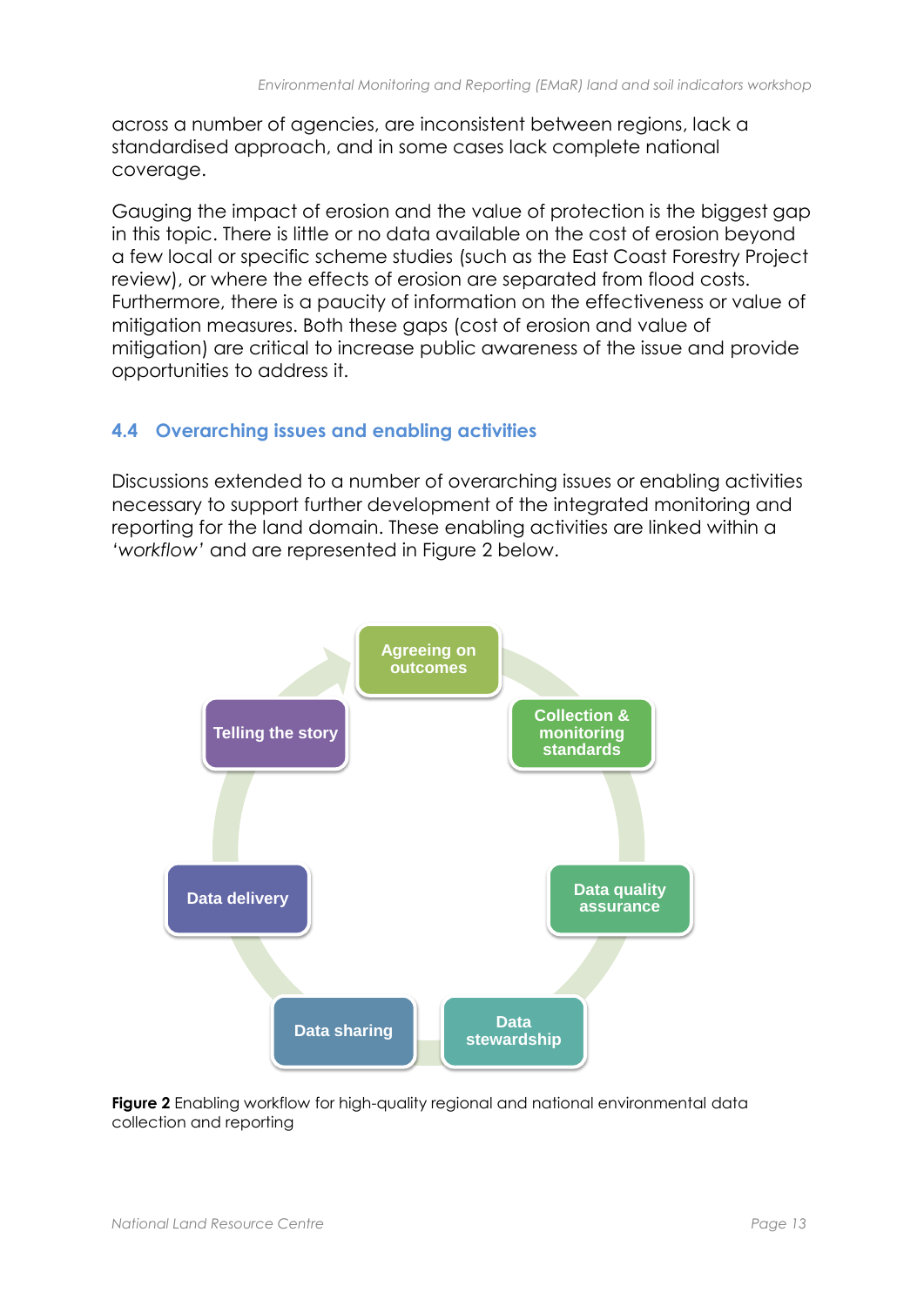across a number of agencies, are inconsistent between regions, lack a standardised approach, and in some cases lack complete national coverage.

Gauging the impact of erosion and the value of protection is the biggest gap in this topic. There is little or no data available on the cost of erosion beyond a few local or specific scheme studies (such as the East Coast Forestry Project review), or where the effects of erosion are separated from flood costs. Furthermore, there is a paucity of information on the effectiveness or value of mitigation measures. Both these gaps (cost of erosion and value of mitigation) are critical to increase public awareness of the issue and provide opportunities to address it.

### 4.4 Overarching issues and enabling activities

Discussions extended to a number of overarching issues or enabling activities necessary to support further development of the integrated monitoring and reporting for the land domain. These enabling activities are linked within a '*workflow*' and are represented in Figure 2 below.

- Agreeing on outcomes
- Collection & monitoring standards
- Data quality assurance
- Data stewardship
- Data sharing
- Data delivery
- Telling the story

**Figure 2** Enabling workflow for high-quality regional and national environmental data collection and reporting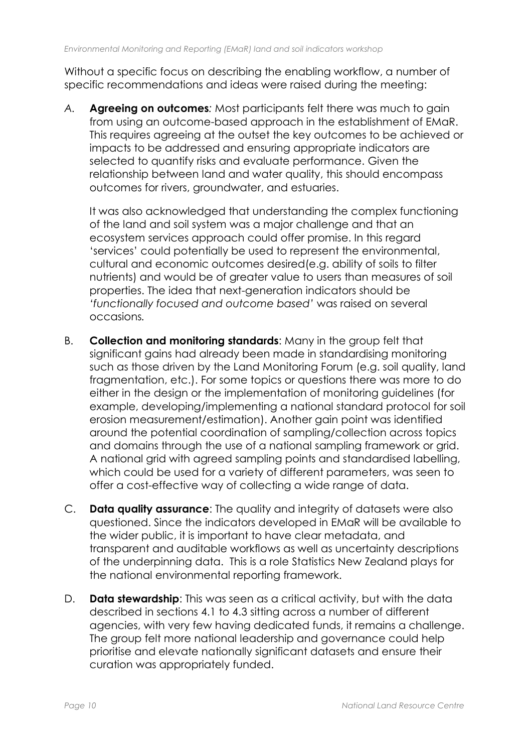Without a specific focus on describing the enabling workflow, a number of specific recommendations and ideas were raised during the meeting:

A. **Agreeing on outcomes***:* Most participants felt there was much to gain from using an outcome-based approach in the establishment of EMaR. This requires agreeing at the outset the key outcomes to be achieved or impacts to be addressed and ensuring appropriate indicators are selected to quantify risks and evaluate performance. Given the relationship between land and water quality, this should encompass outcomes for rivers, groundwater, and estuaries.

   It was also acknowledged that understanding the complex functioning of the land and soil system was a major challenge and that an ecosystem services approach could offer promise. In this regard 'services' could potentially be used to represent the environmental, cultural and economic outcomes desired(e.g. ability of soils to filter nutrients) and would be of greater value to users than measures of soil properties. The idea that next-generation indicators should be *'functionally focused and outcome based'* was raised on several occasions*.*

B. **Collection and monitoring standards**: Many in the group felt that significant gains had already been made in standardising monitoring such as those driven by the Land Monitoring Forum (e.g. soil quality, land fragmentation, etc.). For some topics or questions there was more to do either in the design or the implementation of monitoring guidelines (for example, developing/implementing a national standard protocol for soil erosion measurement/estimation). Another gain point was identified around the potential coordination of sampling/collection across topics and domains through the use of a national sampling framework or grid. A national grid with agreed sampling points and standardised labelling, which could be used for a variety of different parameters, was seen to offer a cost-effective way of collecting a wide range of data.

C. **Data quality assurance**: The quality and integrity of datasets were also questioned. Since the indicators developed in EMaR will be available to the wider public, it is important to have clear metadata, and transparent and auditable workflows as well as uncertainty descriptions of the underpinning data. This is a role Statistics New Zealand plays for the national environmental reporting framework.

D. **Data stewardship**: This was seen as a critical activity, but with the data described in sections 4.1 to 4.3 sitting across a number of different agencies, with very few having dedicated funds, it remains a challenge. The group felt more national leadership and governance could help prioritise and elevate nationally significant datasets and ensure their curation was appropriately funded.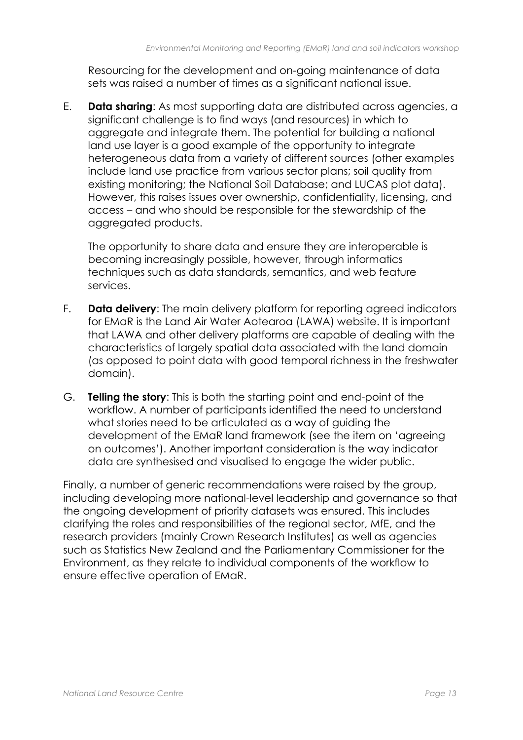Resourcing for the development and on-going maintenance of data sets was raised a number of times as a significant national issue.

E. **Data sharing**: As most supporting data are distributed across agencies, a significant challenge is to find ways (and resources) in which to aggregate and integrate them. The potential for building a national land use layer is a good example of the opportunity to integrate heterogeneous data from a variety of different sources (other examples include land use practice from various sector plans; soil quality from existing monitoring; the National Soil Database; and LUCAS plot data). However, this raises issues over ownership, confidentiality, licensing, and access – and who should be responsible for the stewardship of the aggregated products.

   The opportunity to share data and ensure they are interoperable is becoming increasingly possible, however, through informatics techniques such as data standards, semantics, and web feature services.

F. **Data delivery**: The main delivery platform for reporting agreed indicators for EMaR is the Land Air Water Aotearoa (LAWA) website. It is important that LAWA and other delivery platforms are capable of dealing with the characteristics of largely spatial data associated with the land domain (as opposed to point data with good temporal richness in the freshwater domain).

G. **Telling the story**: This is both the starting point and end-point of the workflow. A number of participants identified the need to understand what stories need to be articulated as a way of guiding the development of the EMaR land framework (see the item on 'agreeing on outcomes'). Another important consideration is the way indicator data are synthesised and visualised to engage the wider public.

Finally, a number of generic recommendations were raised by the group, including developing more national-level leadership and governance so that the ongoing development of priority datasets was ensured. This includes clarifying the roles and responsibilities of the regional sector, MfE, and the research providers (mainly Crown Research Institutes) as well as agencies such as Statistics New Zealand and the Parliamentary Commissioner for the Environment, as they relate to individual components of the workflow to ensure effective operation of EMaR.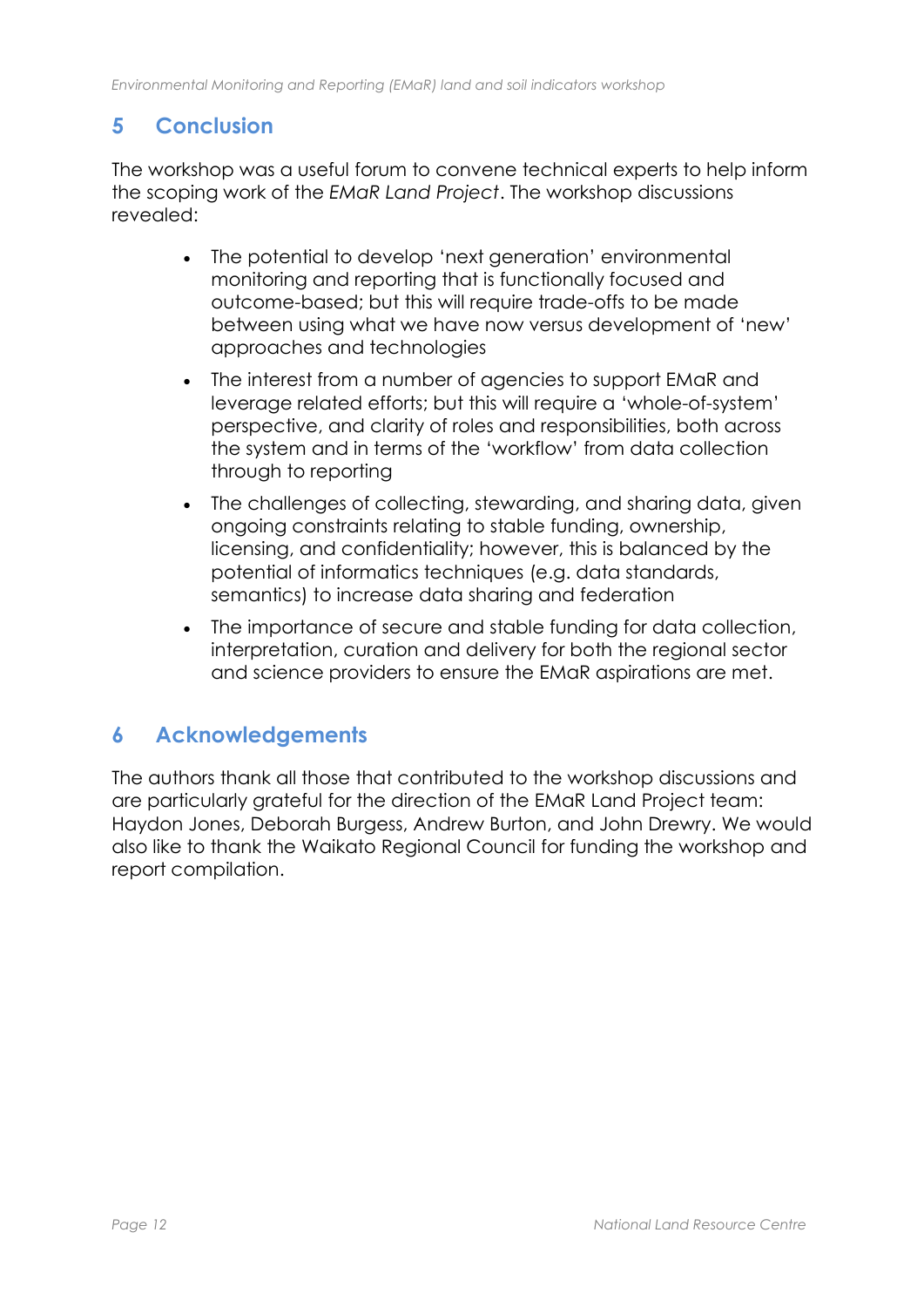## 5 Conclusion

The workshop was a useful forum to convene technical experts to help inform the scoping work of the *EMaR Land Project*. The workshop discussions revealed:

- The potential to develop 'next generation' environmental monitoring and reporting that is functionally focused and outcome-based; but this will require trade-offs to be made between using what we have now versus development of 'new' approaches and technologies
- The interest from a number of agencies to support EMaR and leverage related efforts; but this will require a 'whole-of-system' perspective, and clarity of roles and responsibilities, both across the system and in terms of the 'workflow' from data collection through to reporting
- The challenges of collecting, stewarding, and sharing data, given ongoing constraints relating to stable funding, ownership, licensing, and confidentiality; however, this is balanced by the potential of informatics techniques (e.g. data standards, semantics) to increase data sharing and federation
- The importance of secure and stable funding for data collection, interpretation, curation and delivery for both the regional sector and science providers to ensure the EMaR aspirations are met.

## 6 Acknowledgements

The authors thank all those that contributed to the workshop discussions and are particularly grateful for the direction of the EMaR Land Project team: Haydon Jones, Deborah Burgess, Andrew Burton, and John Drewry. We would also like to thank the Waikato Regional Council for funding the workshop and report compilation.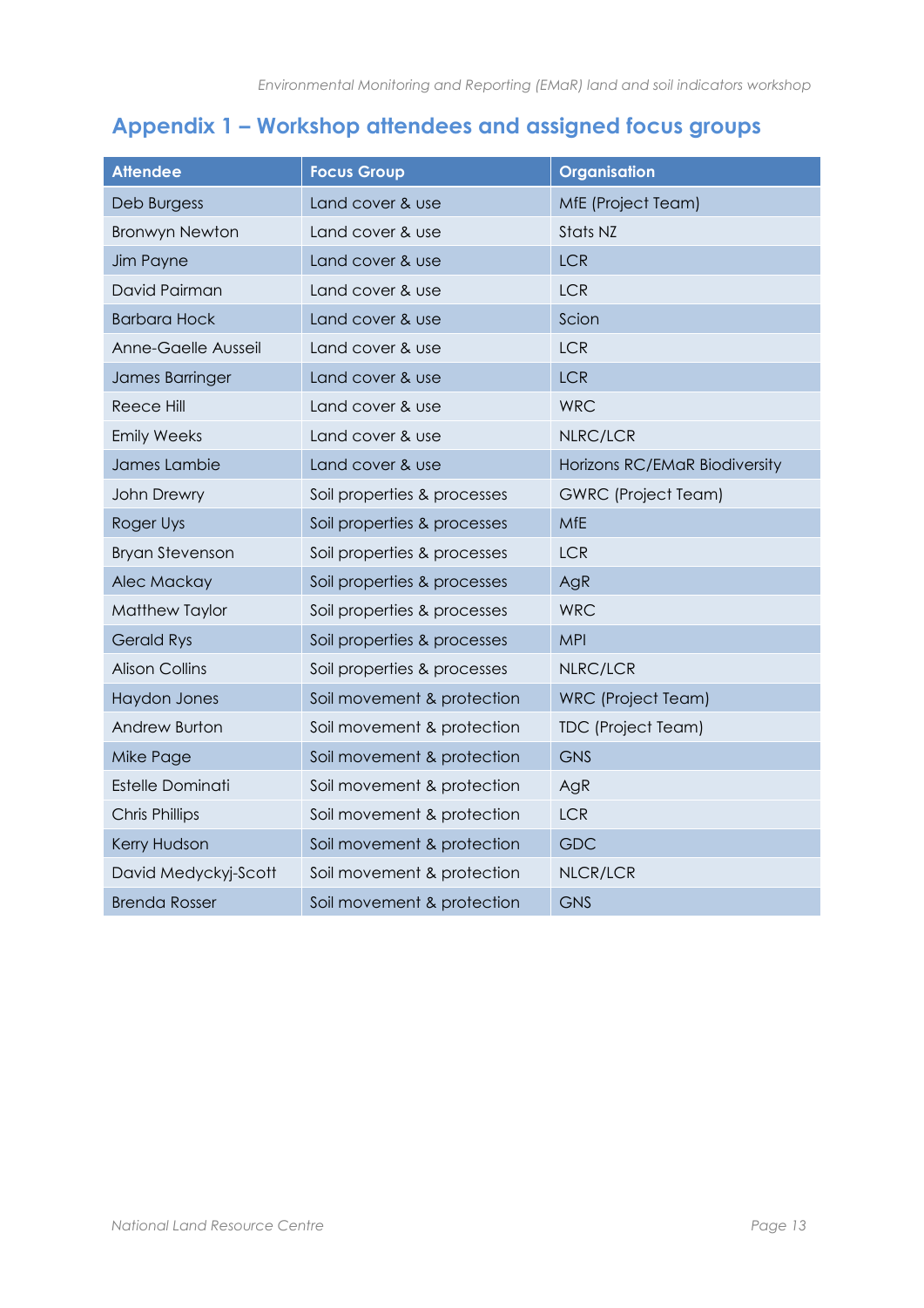## Appendix 1 – Workshop attendees and assigned focus groups

| Attendee | Focus Group | Organisation |
|---|---|---|
| Deb Burgess | Land cover & use | MfE (Project Team) |
| Bronwyn Newton | Land cover & use | Stats NZ |
| Jim Payne | Land cover & use | LCR |
| David Pairman | Land cover & use | LCR |
| Barbara Hock | Land cover & use | Scion |
| Anne-Gaelle Ausseil | Land cover & use | LCR |
| James Barringer | Land cover & use | LCR |
| Reece Hill | Land cover & use | WRC |
| Emily Weeks | Land cover & use | NLRC/LCR |
| James Lambie | Land cover & use | Horizons RC/EMaR Biodiversity |
| John Drewry | Soil properties & processes | GWRC (Project Team) |
| Roger Uys | Soil properties & processes | MfE |
| Bryan Stevenson | Soil properties & processes | LCR |
| Alec Mackay | Soil properties & processes | AgR |
| Matthew Taylor | Soil properties & processes | WRC |
| Gerald Rys | Soil properties & processes | MPI |
| Alison Collins | Soil properties & processes | NLRC/LCR |
| Haydon Jones | Soil movement & protection | WRC (Project Team) |
| Andrew Burton | Soil movement & protection | TDC (Project Team) |
| Mike Page | Soil movement & protection | GNS |
| Estelle Dominati | Soil movement & protection | AgR |
| Chris Phillips | Soil movement & protection | LCR |
| Kerry Hudson | Soil movement & protection | GDC |
| David Medyckyj-Scott | Soil movement & protection | NLCR/LCR |
| Brenda Rosser | Soil movement & protection | GNS |